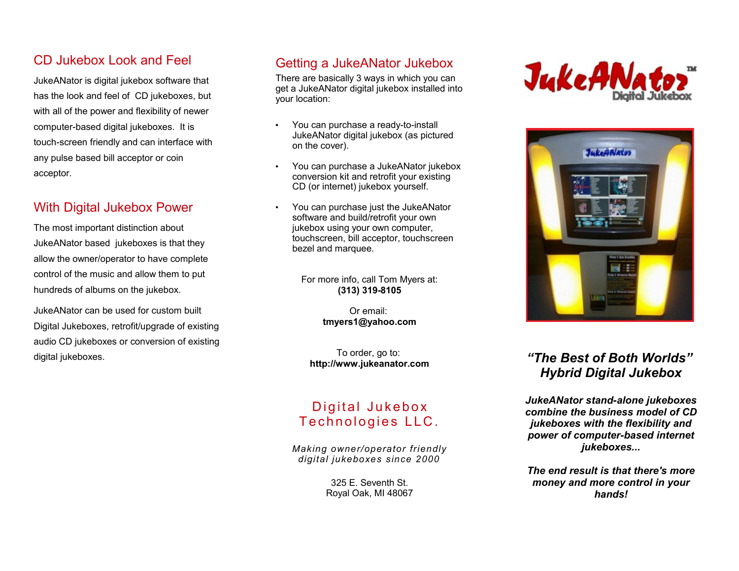## CD Jukebox Look and Feel

JukeANator is digital jukebox software that has the look and feel of CD jukeboxes, but with all of the power and flexibility of newer computer-based digital jukeboxes. It is touch-screen friendly and can interface with any pulse based bill acceptor or coin acceptor.

## With Digital Jukebox Power

The most important distinction about JukeANator based jukeboxes is that they allow the owner/operator to have complete control of the music and allow them to put hundreds of albums on the jukebox.

JukeANator can be used for custom built Digital Jukeboxes, retrofit/upgrade of existing audio CD jukeboxes or conversion of existing digital jukeboxes.

## Getting a JukeANator Jukebox

There are basically 3 ways in which you can get a JukeANator digital jukebox installed into your location:

- You can purchase a ready-to-install JukeANator digital jukebox (as pictured on the cover).
- You can purchase a JukeANator jukebox conversion kit and retrofit your existing CD (or internet) jukebox yourself.
- You can purchase just the JukeANator software and build/retrofit your own jukebox using your own computer, touchscreen, bill acceptor, touchscreen bezel and marquee.

For more info, call Tom Myers at:
**(313) 319-8105**

Or email:
**tmyers1@yahoo.com**

To order, go to:
**http://www.jukeanator.com**

## Digital Jukebox Technologies LLC.

*Making owner/operator friendly digital jukeboxes since 2000*

325 E. Seventh St.
Royal Oak, MI 48067

# JukeANator™ Digital Jukebox

***"The Best of Both Worlds" Hybrid Digital Jukebox***

***JukeANator stand-alone jukeboxes combine the business model of CD jukeboxes with the flexibility and power of computer-based internet jukeboxes...***

***The end result is that there's more money and more control in your hands!***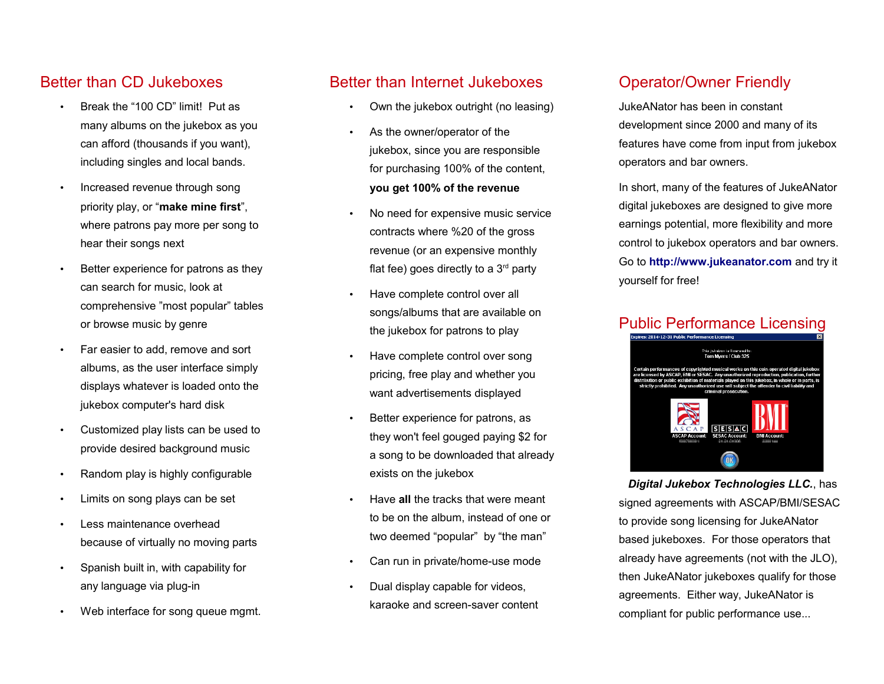## Better than CD Jukeboxes

- Break the "100 CD" limit! Put as many albums on the jukebox as you can afford (thousands if you want), including singles and local bands.
- Increased revenue through song priority play, or "**make mine first**", where patrons pay more per song to hear their songs next
- Better experience for patrons as they can search for music, look at comprehensive "most popular" tables or browse music by genre
- Far easier to add, remove and sort albums, as the user interface simply displays whatever is loaded onto the jukebox computer's hard disk
- Customized play lists can be used to provide desired background music
- Random play is highly configurable
- Limits on song plays can be set
- Less maintenance overhead because of virtually no moving parts
- Spanish built in, with capability for any language via plug-in
- Web interface for song queue mgmt.

## Better than Internet Jukeboxes

- Own the jukebox outright (no leasing)
- As the owner/operator of the jukebox, since you are responsible for purchasing 100% of the content, **you get 100% of the revenue**
- No need for expensive music service contracts where %20 of the gross revenue (or an expensive monthly flat fee) goes directly to a 3rd party
- Have complete control over all songs/albums that are available on the jukebox for patrons to play
- Have complete control over song pricing, free play and whether you want advertisements displayed
- Better experience for patrons, as they won't feel gouged paying $2 for a song to be downloaded that already exists on the jukebox
- Have **all** the tracks that were meant to be on the album, instead of one or two deemed "popular" by "the man"
- Can run in private/home-use mode
- Dual display capable for videos, karaoke and screen-saver content

## Operator/Owner Friendly

JukeANator has been in constant development since 2000 and many of its features have come from input from jukebox operators and bar owners.

In short, many of the features of JukeANator digital jukeboxes are designed to give more earnings potential, more flexibility and more control to jukebox operators and bar owners. Go to **http://www.jukeanator.com** and try it yourself for free!

## Public Performance Licensing

***Digital Jukebox Technologies LLC.***, has signed agreements with ASCAP/BMI/SESAC to provide song licensing for JukeANator based jukeboxes. For those operators that already have agreements (not with the JLO), then JukeANator jukeboxes qualify for those agreements. Either way, JukeANator is compliant for public performance use...